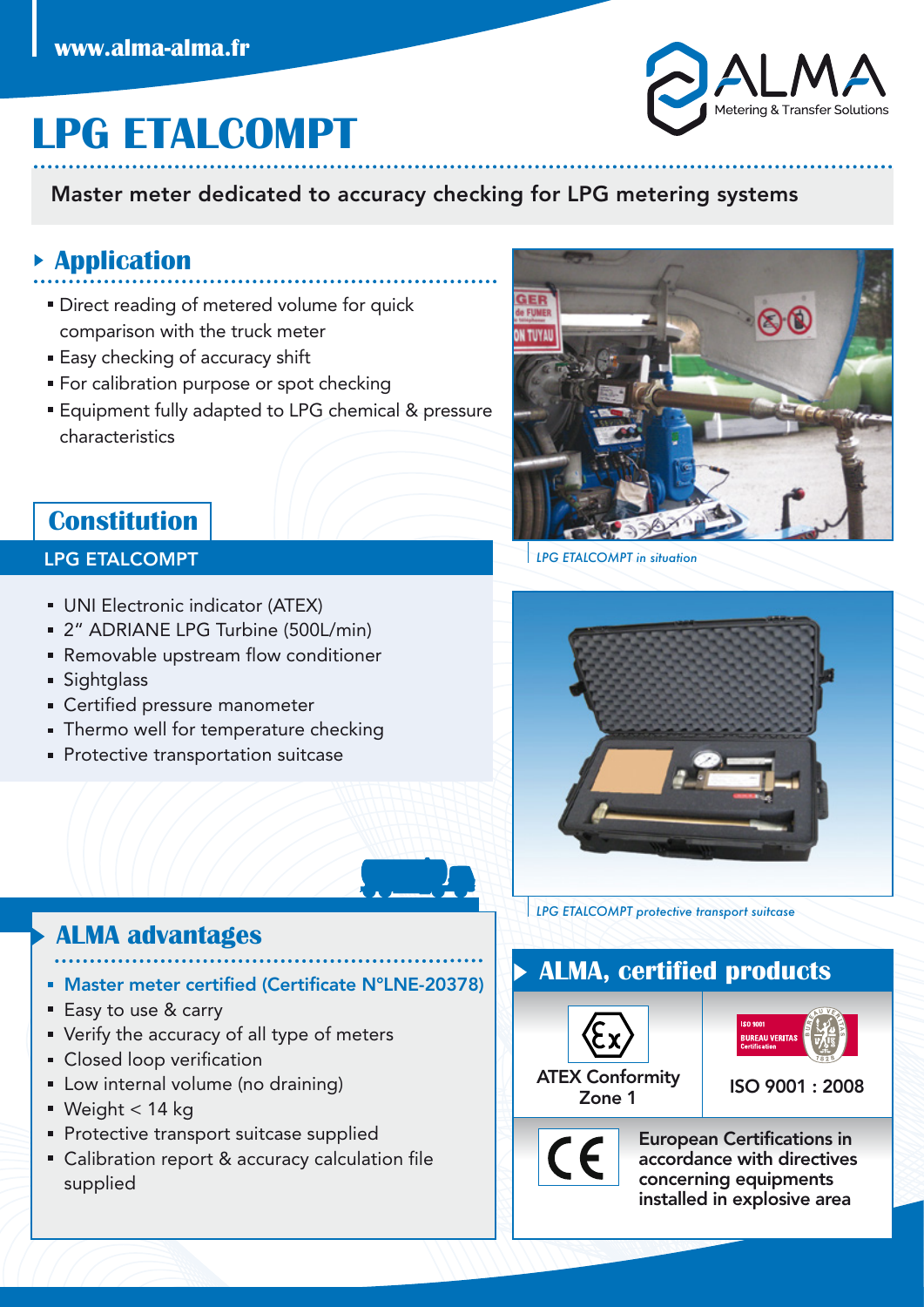www.alma-alma.fr

ALMA Metering & Transfer Solutions

# LPG ETALCOMPT

**Master meter dedicated to accuracy checking for LPG metering systems**

## Application

- Direct reading of metered volume for quick comparison with the truck meter
- Easy checking of accuracy shift
- For calibration purpose or spot checking
- Equipment fully adapted to LPG chemical & pressure characteristics

*LPG ETALCOMPT in situation*

## Constitution

### LPG ETALCOMPT

- UNI Electronic indicator (ATEX)
- 2" ADRIANE LPG Turbine (500L/min)
- Removable upstream flow conditioner
- Sightglass
- Certified pressure manometer
- Thermo well for temperature checking
- Protective transportation suitcase

*LPG ETALCOMPT protective transport suitcase*

## ALMA advantages

- Master meter certified (Certificate N°LNE-20378)
- Easy to use & carry
- Verify the accuracy of all type of meters
- Closed loop verification
- Low internal volume (no draining)
- Weight < 14 kg
- Protective transport suitcase supplied
- Calibration report & accuracy calculation file supplied

## ALMA, certified products

ATEX Conformity Zone 1

ISO 9001 : 2008

European Certifications in accordance with directives concerning equipments installed in explosive area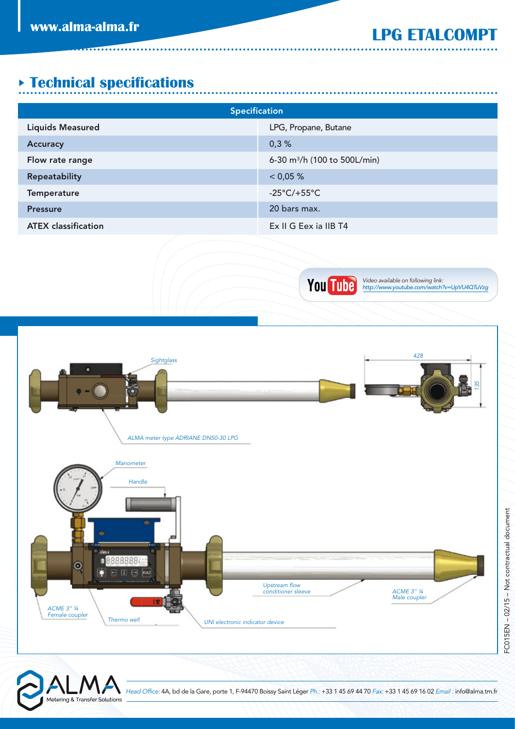# LPG ETALCOMPT

## Technical specifications

| Specification | |
|---|---|
| Liquids Measured | LPG, Propane, Butane |
| Accuracy | 0,3 % |
| Flow rate range | 6-30 m³/h (100 to 500L/min) |
| Repeatability | < 0,05 % |
| Temperature | -25°C/+55°C |
| Pressure | 20 bars max. |
| ATEX classification | Ex II G Eex ia IIB T4 |

*Video available on following link:*
*http://www.youtube.com/watch?v=UpVU4QTuVzg*

*Sightglass*

*ALMA meter type ADRIANE DN50-30 LPG*

428

135

*Manometer*

*Handle*

*Upstream flow conditioner sleeve*

*ACME 3" ¼ Male coupler*

*ACME 3" ¼ Female coupler*

*Thermo well*

*UNI electronic indicator device*

FC015EN – 02/15 – Not contractual document

ALMA Metering & Transfer Solutions

*Head Office:* 4A, bd de la Gare, porte 1, F-94470 Boissy Saint Léger *Ph.:* +33 1 45 69 44 70 *Fax:* +33 1 45 69 16 02 *Email :* info@alma.tm.fr